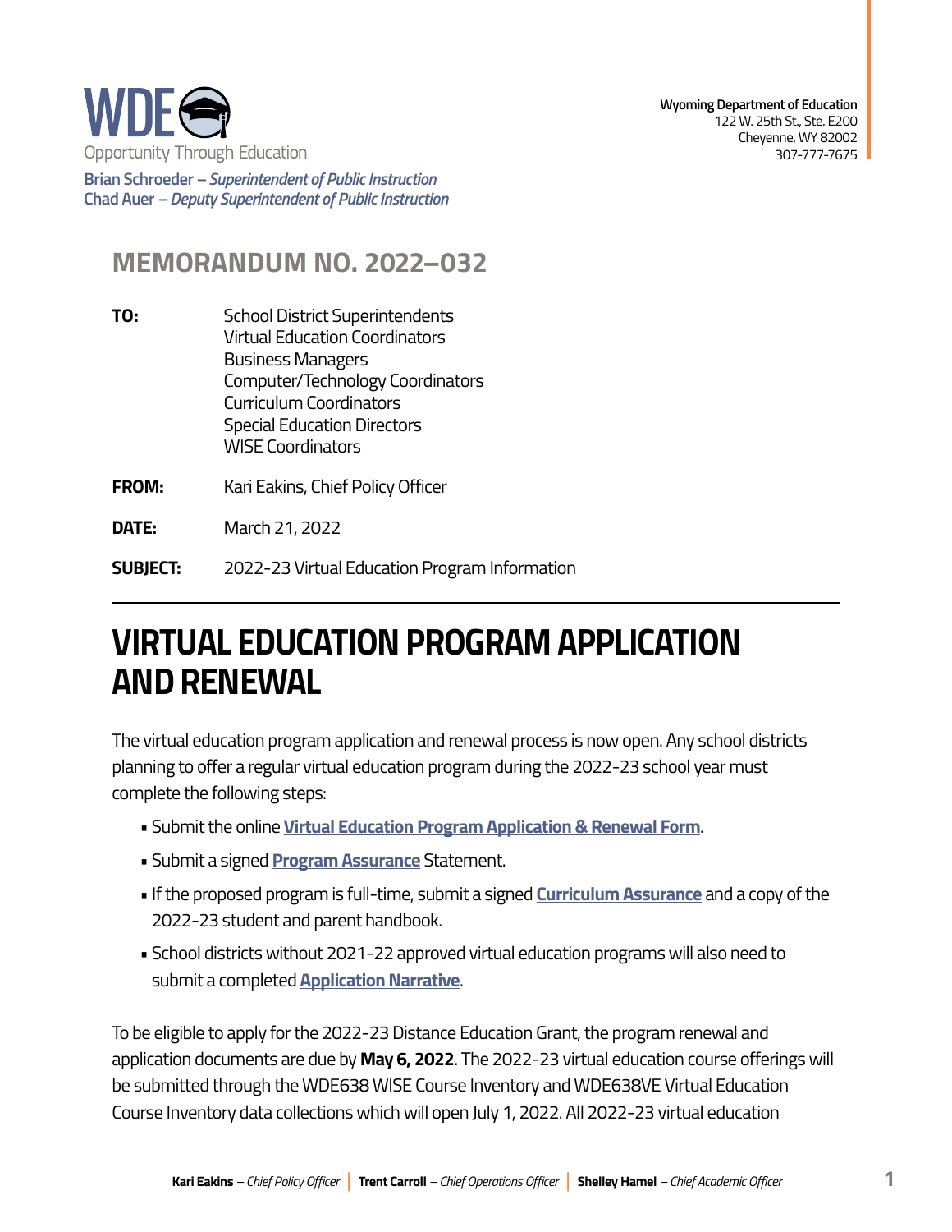WDE

Opportunity Through Education

**Brian Schroeder** – *Superintendent of Public Instruction*
**Chad Auer** – *Deputy Superintendent of Public Instruction*

**Wyoming Department of Education**
122 W. 25th St., Ste. E200
Cheyenne, WY 82002
307-777-7675

## MEMORANDUM NO. 2022–032

**TO:** School District Superintendents
Virtual Education Coordinators
Business Managers
Computer/Technology Coordinators
Curriculum Coordinators
Special Education Directors
WISE Coordinators

**FROM:** Kari Eakins, Chief Policy Officer

**DATE:** March 21, 2022

**SUBJECT:** 2022-23 Virtual Education Program Information

# VIRTUAL EDUCATION PROGRAM APPLICATION AND RENEWAL

The virtual education program application and renewal process is now open. Any school districts planning to offer a regular virtual education program during the 2022-23 school year must complete the following steps:

- Submit the online **Virtual Education Program Application & Renewal Form**.
- Submit a signed **Program Assurance** Statement.
- If the proposed program is full-time, submit a signed **Curriculum Assurance** and a copy of the 2022-23 student and parent handbook.
- School districts without 2021-22 approved virtual education programs will also need to submit a completed **Application Narrative**.

To be eligible to apply for the 2022-23 Distance Education Grant, the program renewal and application documents are due by **May 6, 2022**. The 2022-23 virtual education course offerings will be submitted through the WDE638 WISE Course Inventory and WDE638VE Virtual Education Course Inventory data collections which will open July 1, 2022. All 2022-23 virtual education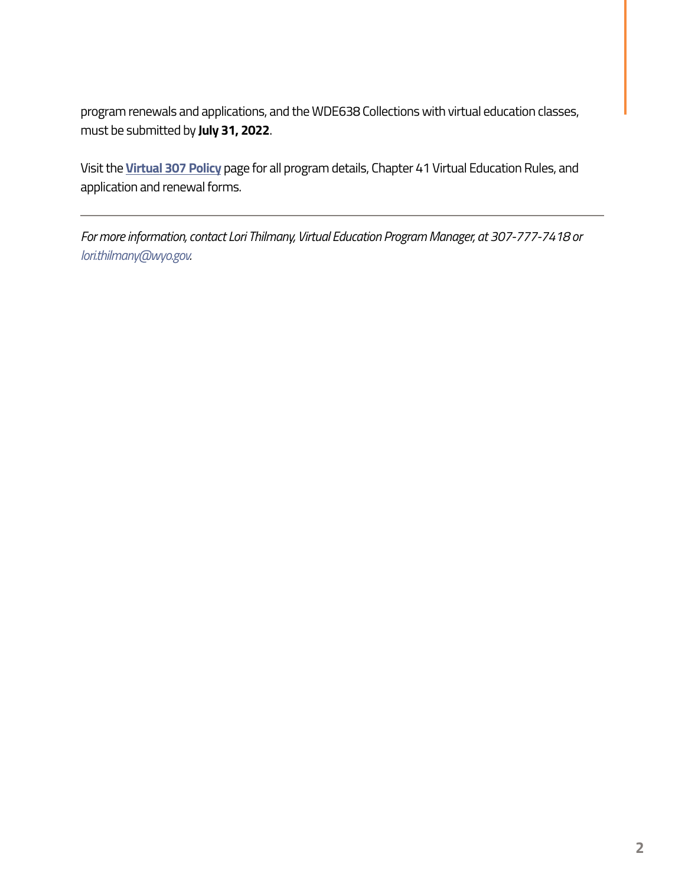program renewals and applications, and the WDE638 Collections with virtual education classes, must be submitted by **July 31, 2022**.

Visit the **Virtual 307 Policy** page for all program details, Chapter 41 Virtual Education Rules, and application and renewal forms.

---

*For more information, contact Lori Thilmany, Virtual Education Program Manager, at 307-777-7418 or lori.thilmany@wyo.gov.*